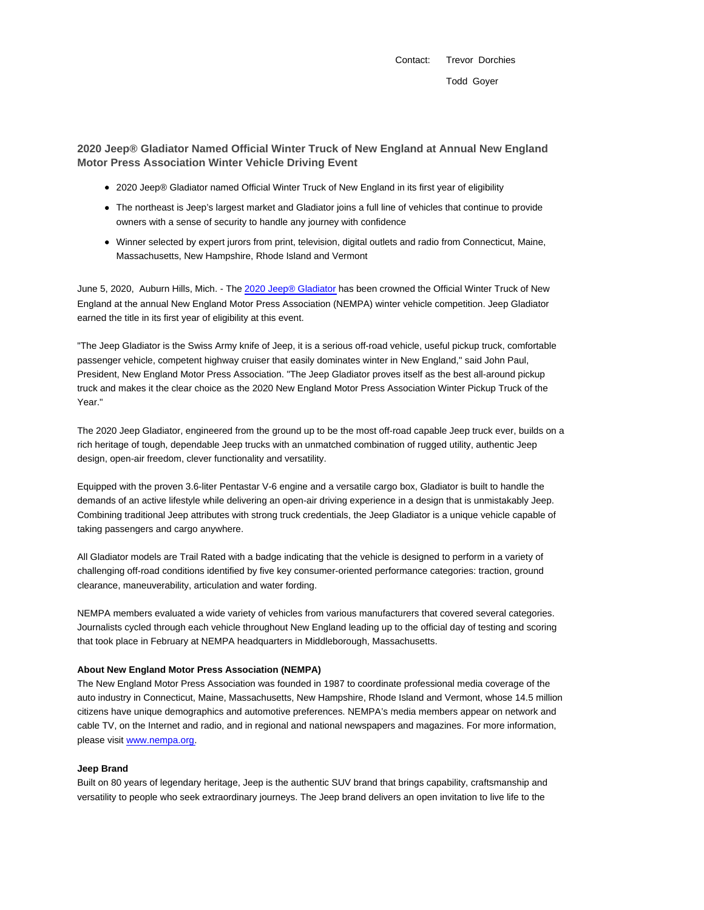Contact: Trevor Dorchies

Todd Goyer

## 2020 Jeep® Gladiator Named Official Winter Truck of New England at Annual New England Motor Press Association Winter Vehicle Driving Event

- 2020 Jeep® Gladiator named Official Winter Truck of New England in its first year of eligibility
- The northeast is Jeep's largest market and Gladiator joins a full line of vehicles that continue to provide owners with a sense of security to handle any journey with confidence
- Winner selected by expert jurors from print, television, digital outlets and radio from Connecticut, Maine, Massachusetts, New Hampshire, Rhode Island and Vermont

June 5, 2020, Auburn Hills, Mich. - The 2020 Jeep® Gladiator has been crowned the Official Winter Truck of New England at the annual New England Motor Press Association (NEMPA) winter vehicle competition. Jeep Gladiator earned the title in its first year of eligibility at this event.

"The Jeep Gladiator is the Swiss Army knife of Jeep, it is a serious off-road vehicle, useful pickup truck, comfortable passenger vehicle, competent highway cruiser that easily dominates winter in New England," said John Paul, President, New England Motor Press Association. "The Jeep Gladiator proves itself as the best all-around pickup truck and makes it the clear choice as the 2020 New England Motor Press Association Winter Pickup Truck of the Year."

The 2020 Jeep Gladiator, engineered from the ground up to be the most off-road capable Jeep truck ever, builds on a rich heritage of tough, dependable Jeep trucks with an unmatched combination of rugged utility, authentic Jeep design, open-air freedom, clever functionality and versatility.

Equipped with the proven 3.6-liter Pentastar V-6 engine and a versatile cargo box, Gladiator is built to handle the demands of an active lifestyle while delivering an open-air driving experience in a design that is unmistakably Jeep. Combining traditional Jeep attributes with strong truck credentials, the Jeep Gladiator is a unique vehicle capable of taking passengers and cargo anywhere.

All Gladiator models are Trail Rated with a badge indicating that the vehicle is designed to perform in a variety of challenging off-road conditions identified by five key consumer-oriented performance categories: traction, ground clearance, maneuverability, articulation and water fording.

NEMPA members evaluated a wide variety of vehicles from various manufacturers that covered several categories. Journalists cycled through each vehicle throughout New England leading up to the official day of testing and scoring that took place in February at NEMPA headquarters in Middleborough, Massachusetts.

**About New England Motor Press Association (NEMPA)**

The New England Motor Press Association was founded in 1987 to coordinate professional media coverage of the auto industry in Connecticut, Maine, Massachusetts, New Hampshire, Rhode Island and Vermont, whose 14.5 million citizens have unique demographics and automotive preferences. NEMPA's media members appear on network and cable TV, on the Internet and radio, and in regional and national newspapers and magazines. For more information, please visit www.nempa.org.

**Jeep Brand**

Built on 80 years of legendary heritage, Jeep is the authentic SUV brand that brings capability, craftsmanship and versatility to people who seek extraordinary journeys. The Jeep brand delivers an open invitation to live life to the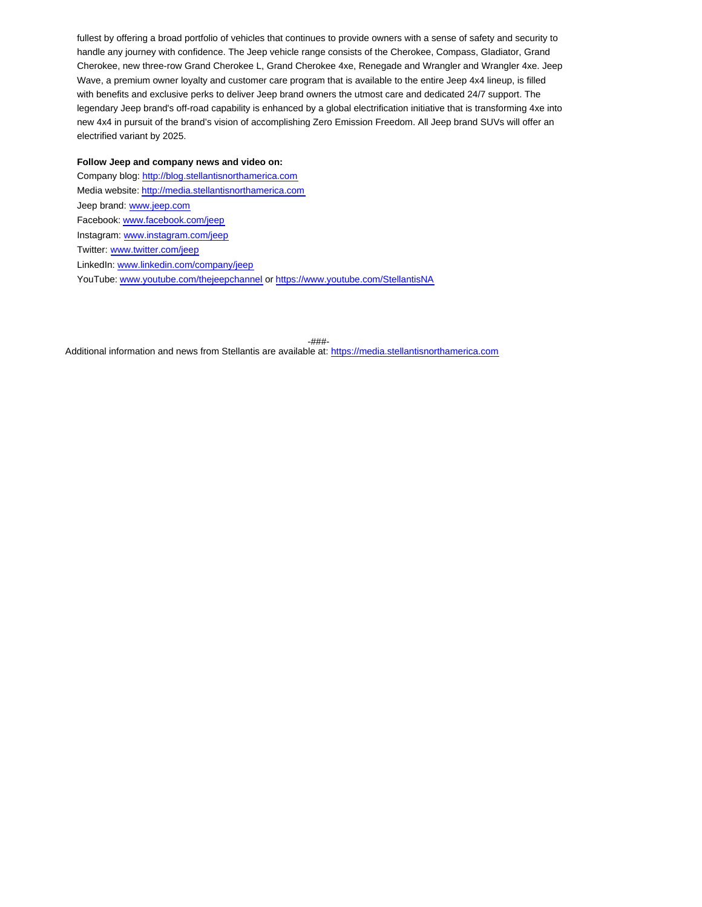fullest by offering a broad portfolio of vehicles that continues to provide owners with a sense of safety and security to handle any journey with confidence. The Jeep vehicle range consists of the Cherokee, Compass, Gladiator, Grand Cherokee, new three-row Grand Cherokee L, Grand Cherokee 4xe, Renegade and Wrangler and Wrangler 4xe. Jeep Wave, a premium owner loyalty and customer care program that is available to the entire Jeep 4x4 lineup, is filled with benefits and exclusive perks to deliver Jeep brand owners the utmost care and dedicated 24/7 support. The legendary Jeep brand's off-road capability is enhanced by a global electrification initiative that is transforming 4xe into new 4x4 in pursuit of the brand's vision of accomplishing Zero Emission Freedom. All Jeep brand SUVs will offer an electrified variant by 2025.

**Follow Jeep and company news and video on:**

Company blog: http://blog.stellantisnorthamerica.com
Media website: http://media.stellantisnorthamerica.com
Jeep brand: www.jeep.com
Facebook: www.facebook.com/jeep
Instagram: www.instagram.com/jeep
Twitter: www.twitter.com/jeep
LinkedIn: www.linkedin.com/company/jeep
YouTube: www.youtube.com/thejeepchannel or https://www.youtube.com/StellantisNA

-###-

Additional information and news from Stellantis are available at: https://media.stellantisnorthamerica.com